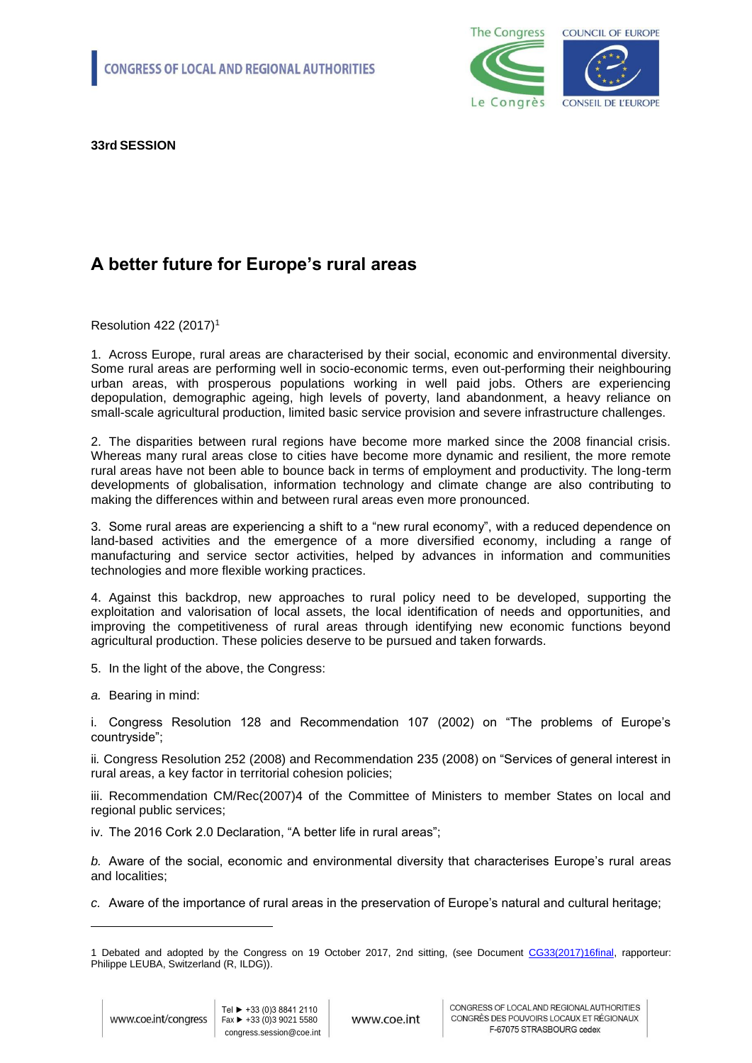**33rd SESSION**

# A better future for Europe's rural areas

Resolution 422 (2017)[1]

1. Across Europe, rural areas are characterised by their social, economic and environmental diversity. Some rural areas are performing well in socio-economic terms, even out-performing their neighbouring urban areas, with prosperous populations working in well paid jobs. Others are experiencing depopulation, demographic ageing, high levels of poverty, land abandonment, a heavy reliance on small-scale agricultural production, limited basic service provision and severe infrastructure challenges.

2. The disparities between rural regions have become more marked since the 2008 financial crisis. Whereas many rural areas close to cities have become more dynamic and resilient, the more remote rural areas have not been able to bounce back in terms of employment and productivity. The long-term developments of globalisation, information technology and climate change are also contributing to making the differences within and between rural areas even more pronounced.

3. Some rural areas are experiencing a shift to a "new rural economy", with a reduced dependence on land-based activities and the emergence of a more diversified economy, including a range of manufacturing and service sector activities, helped by advances in information and communities technologies and more flexible working practices.

4. Against this backdrop, new approaches to rural policy need to be developed, supporting the exploitation and valorisation of local assets, the local identification of needs and opportunities, and improving the competitiveness of rural areas through identifying new economic functions beyond agricultural production. These policies deserve to be pursued and taken forwards.

5. In the light of the above, the Congress:

*a.* Bearing in mind:

i. Congress Resolution 128 and Recommendation 107 (2002) on "The problems of Europe's countryside";

ii. Congress Resolution 252 (2008) and Recommendation 235 (2008) on "Services of general interest in rural areas, a key factor in territorial cohesion policies;

iii. Recommendation CM/Rec(2007)4 of the Committee of Ministers to member States on local and regional public services;

iv. The 2016 Cork 2.0 Declaration, "A better life in rural areas";

*b.* Aware of the social, economic and environmental diversity that characterises Europe's rural areas and localities;

*c.* Aware of the importance of rural areas in the preservation of Europe's natural and cultural heritage;

---

1 Debated and adopted by the Congress on 19 October 2017, 2nd sitting, (see Document CG33(2017)16final, rapporteur: Philippe LEUBA, Switzerland (R, ILDG)).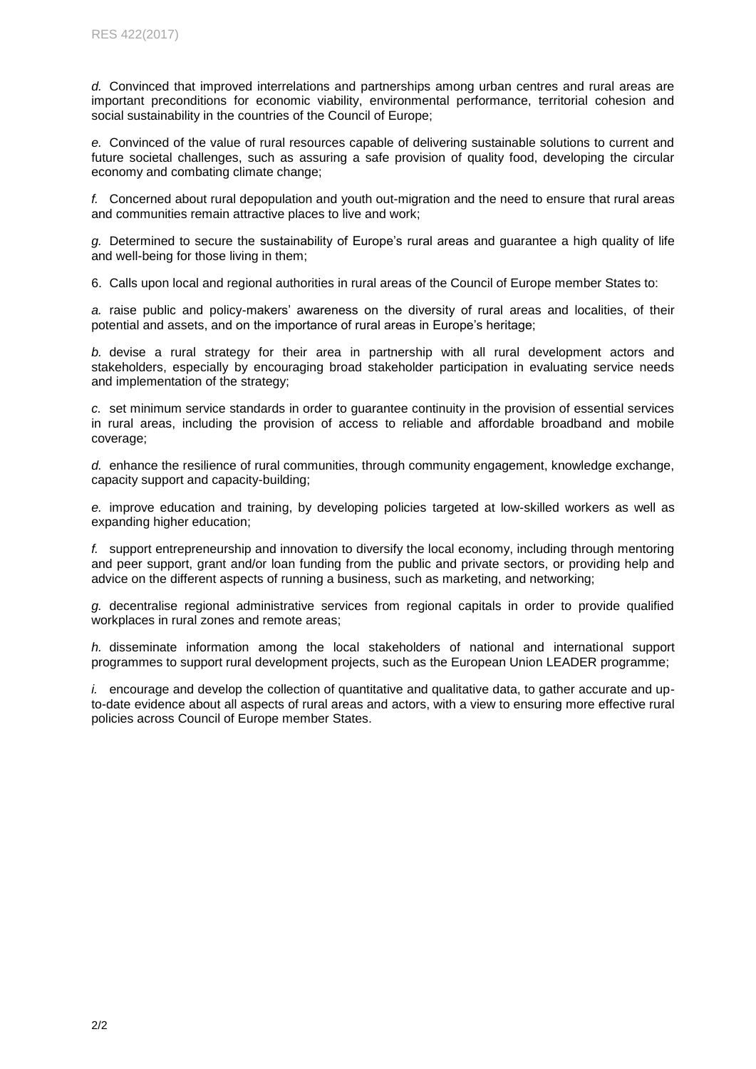*d.* Convinced that improved interrelations and partnerships among urban centres and rural areas are important preconditions for economic viability, environmental performance, territorial cohesion and social sustainability in the countries of the Council of Europe;

*e.* Convinced of the value of rural resources capable of delivering sustainable solutions to current and future societal challenges, such as assuring a safe provision of quality food, developing the circular economy and combating climate change;

*f.* Concerned about rural depopulation and youth out-migration and the need to ensure that rural areas and communities remain attractive places to live and work;

*g.* Determined to secure the sustainability of Europe's rural areas and guarantee a high quality of life and well-being for those living in them;

6. Calls upon local and regional authorities in rural areas of the Council of Europe member States to:

*a.* raise public and policy-makers' awareness on the diversity of rural areas and localities, of their potential and assets, and on the importance of rural areas in Europe's heritage;

*b.* devise a rural strategy for their area in partnership with all rural development actors and stakeholders, especially by encouraging broad stakeholder participation in evaluating service needs and implementation of the strategy;

*c.* set minimum service standards in order to guarantee continuity in the provision of essential services in rural areas, including the provision of access to reliable and affordable broadband and mobile coverage;

*d.* enhance the resilience of rural communities, through community engagement, knowledge exchange, capacity support and capacity-building;

*e.* improve education and training, by developing policies targeted at low-skilled workers as well as expanding higher education;

*f.* support entrepreneurship and innovation to diversify the local economy, including through mentoring and peer support, grant and/or loan funding from the public and private sectors, or providing help and advice on the different aspects of running a business, such as marketing, and networking;

*g.* decentralise regional administrative services from regional capitals in order to provide qualified workplaces in rural zones and remote areas;

*h.* disseminate information among the local stakeholders of national and international support programmes to support rural development projects, such as the European Union LEADER programme;

*i.* encourage and develop the collection of quantitative and qualitative data, to gather accurate and up-to-date evidence about all aspects of rural areas and actors, with a view to ensuring more effective rural policies across Council of Europe member States.